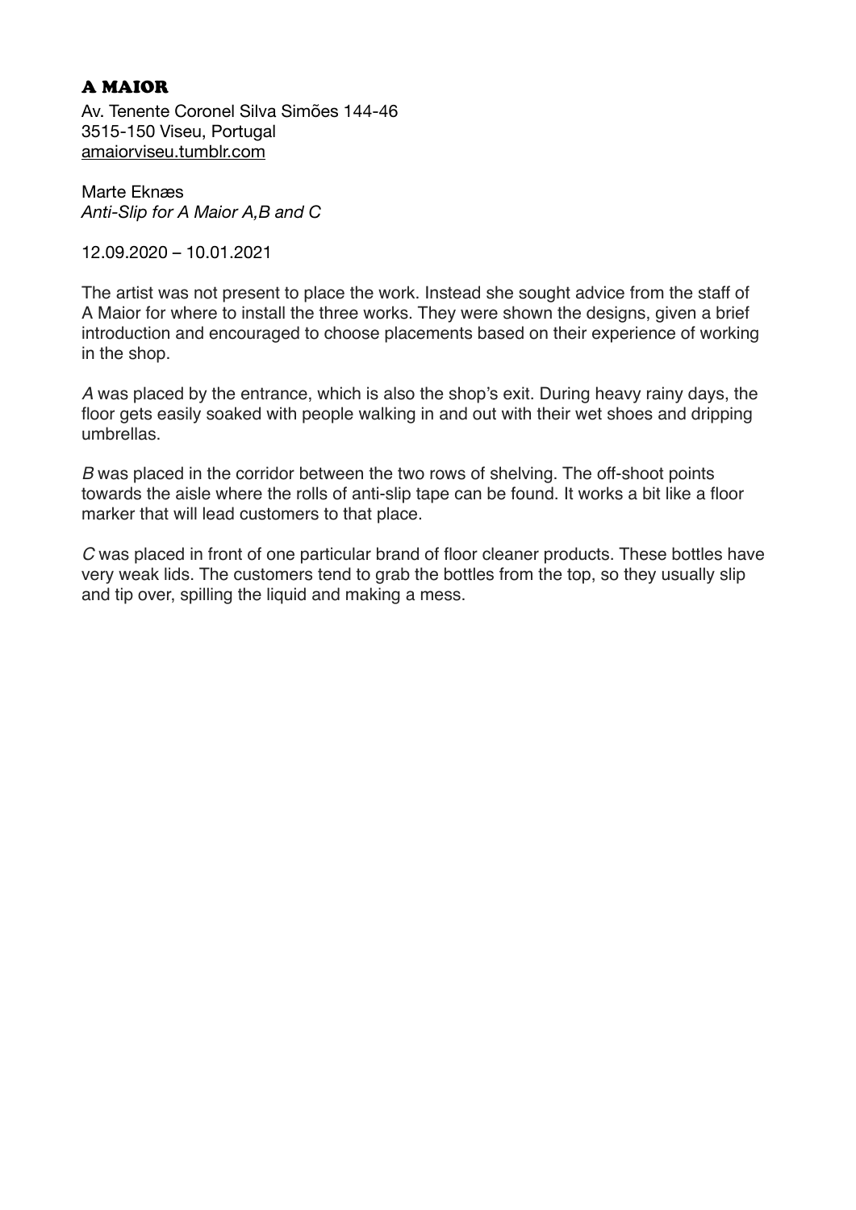# A MAIOR

Av. Tenente Coronel Silva Simões 144-46
3515-150 Viseu, Portugal
amaiorviseu.tumblr.com

Marte Eknæs
*Anti-Slip for A Maior A,B and C*

12.09.2020 – 10.01.2021

The artist was not present to place the work. Instead she sought advice from the staff of A Maior for where to install the three works. They were shown the designs, given a brief introduction and encouraged to choose placements based on their experience of working in the shop.

*A* was placed by the entrance, which is also the shop's exit. During heavy rainy days, the floor gets easily soaked with people walking in and out with their wet shoes and dripping umbrellas.

*B* was placed in the corridor between the two rows of shelving. The off-shoot points towards the aisle where the rolls of anti-slip tape can be found. It works a bit like a floor marker that will lead customers to that place.

*C* was placed in front of one particular brand of floor cleaner products. These bottles have very weak lids. The customers tend to grab the bottles from the top, so they usually slip and tip over, spilling the liquid and making a mess.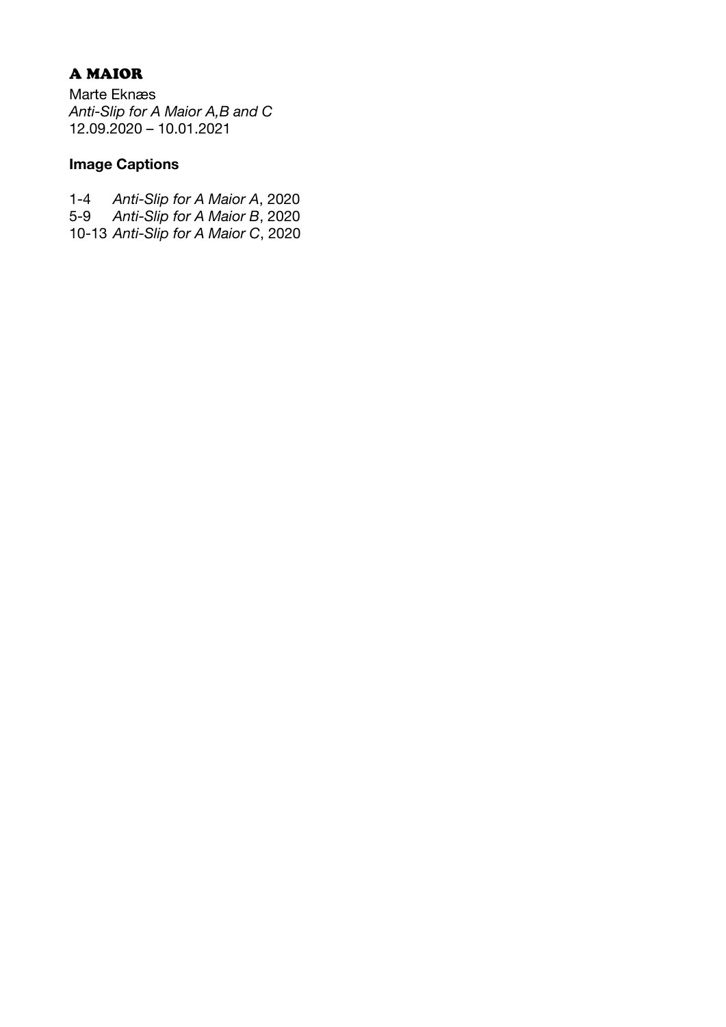# A MAIOR

Marte Eknæs
*Anti-Slip for A Maior A,B and C*
12.09.2020 – 10.01.2021

## Image Captions

1-4 *Anti-Slip for A Maior A*, 2020
5-9 *Anti-Slip for A Maior B*, 2020
10-13 *Anti-Slip for A Maior C*, 2020